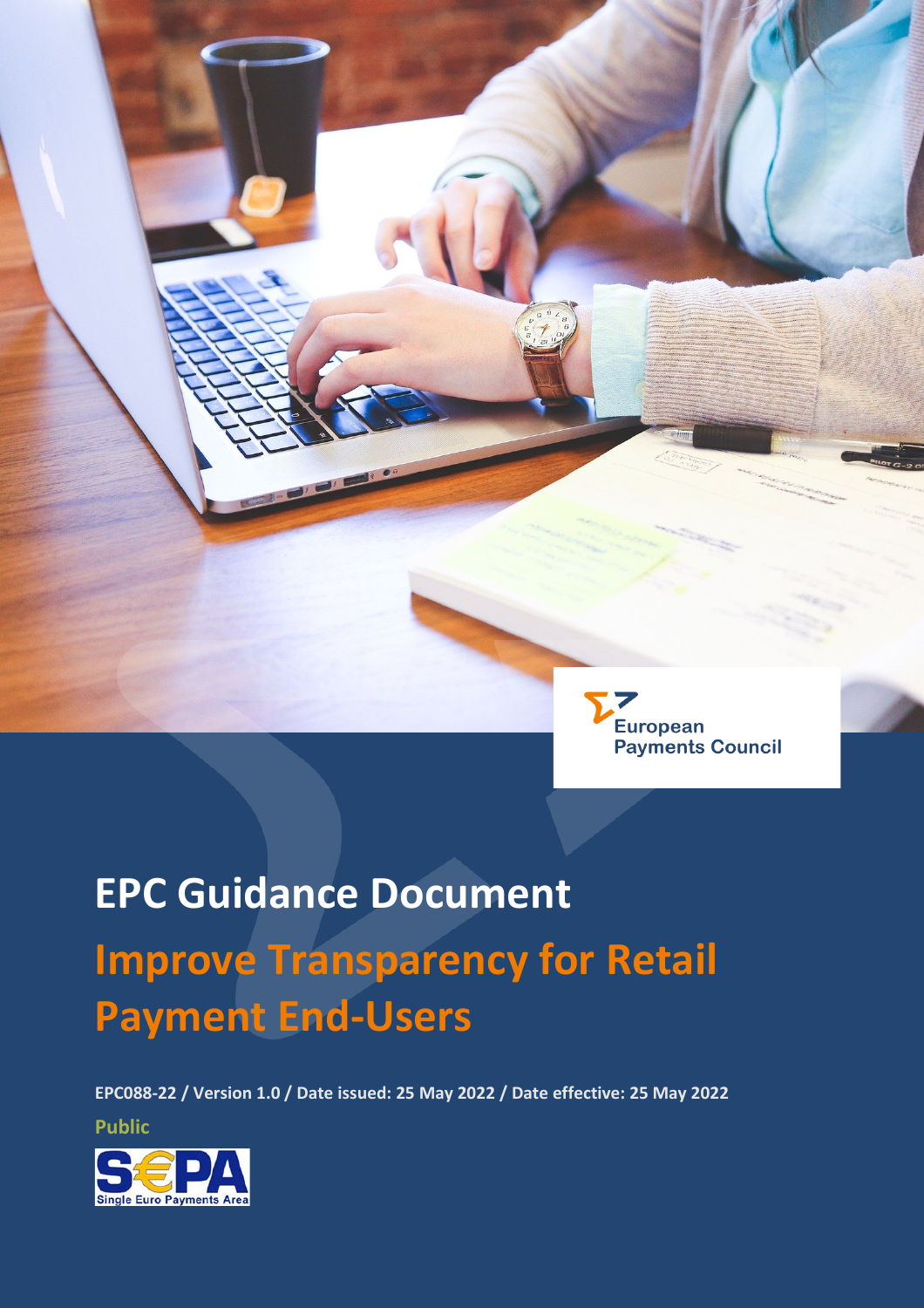European Payments Council

# EPC Guidance Document

## Improve Transparency for Retail Payment End-Users

**EPC088-22 / Version 1.0 / Date issued: 25 May 2022 / Date effective: 25 May 2022**

**Public**

SEPA Single Euro Payments Area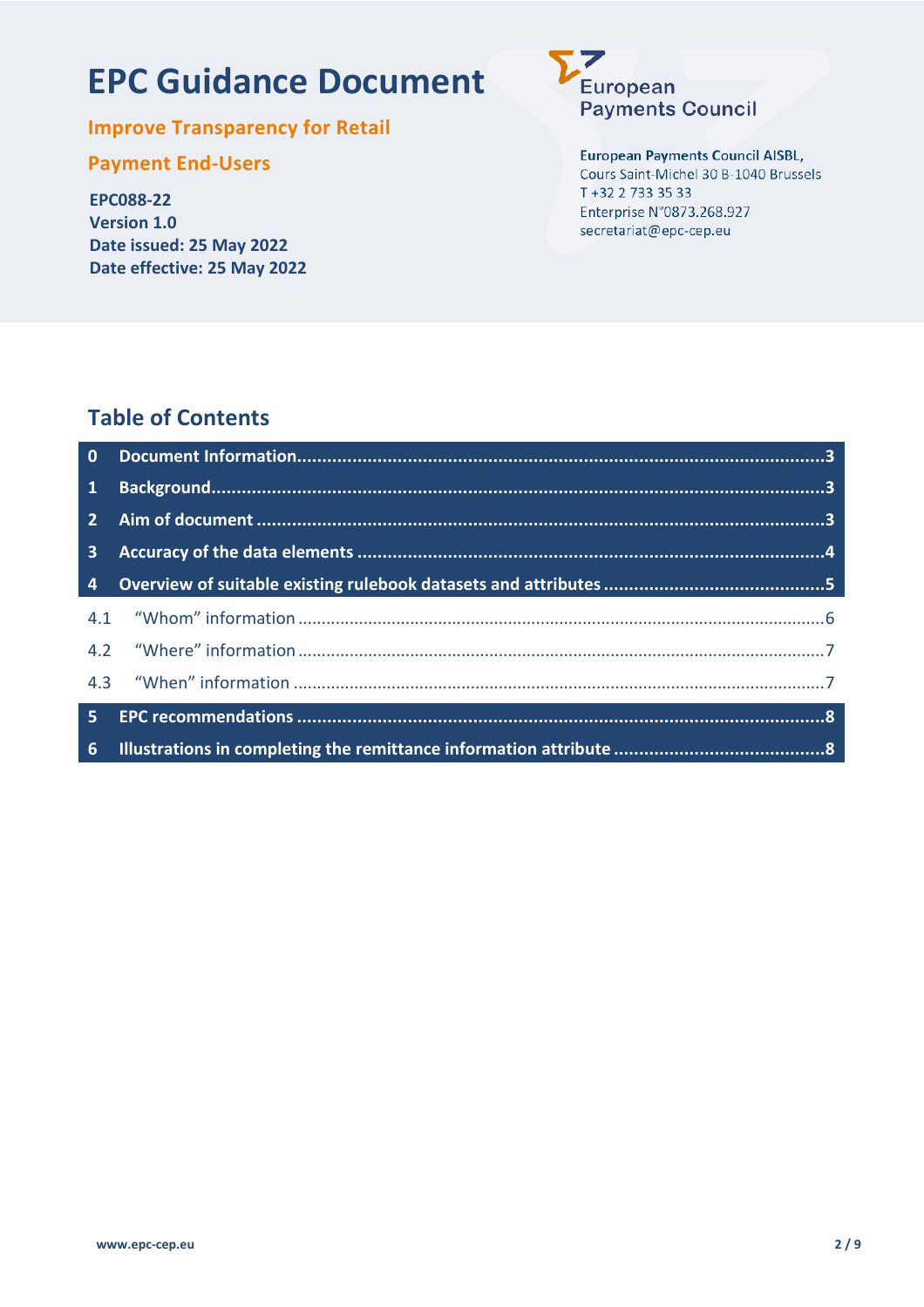# EPC Guidance Document

**Improve Transparency for Retail Payment End-Users**

**EPC088-22**
**Version 1.0**
**Date issued: 25 May 2022**
**Date effective: 25 May 2022**

European Payments Council

**European Payments Council AISBL,**
Cours Saint-Michel 30 B-1040 Brussels
T +32 2 733 35 33
Enterprise N°0873.268.927
secretariat@epc-cep.eu

## Table of Contents

**0 Document Information** ........................................ 3
**1 Background** ........................................ 3
**2 Aim of document** ........................................ 3
**3 Accuracy of the data elements** ........................................ 4
**4 Overview of suitable existing rulebook datasets and attributes** ........................................ 5
4.1 "Whom" information ........................................ 6
4.2 "Where" information ........................................ 7
4.3 "When" information ........................................ 7
**5 EPC recommendations** ........................................ 8
**6 Illustrations in completing the remittance information attribute** ........................................ 8

www.epc-cep.eu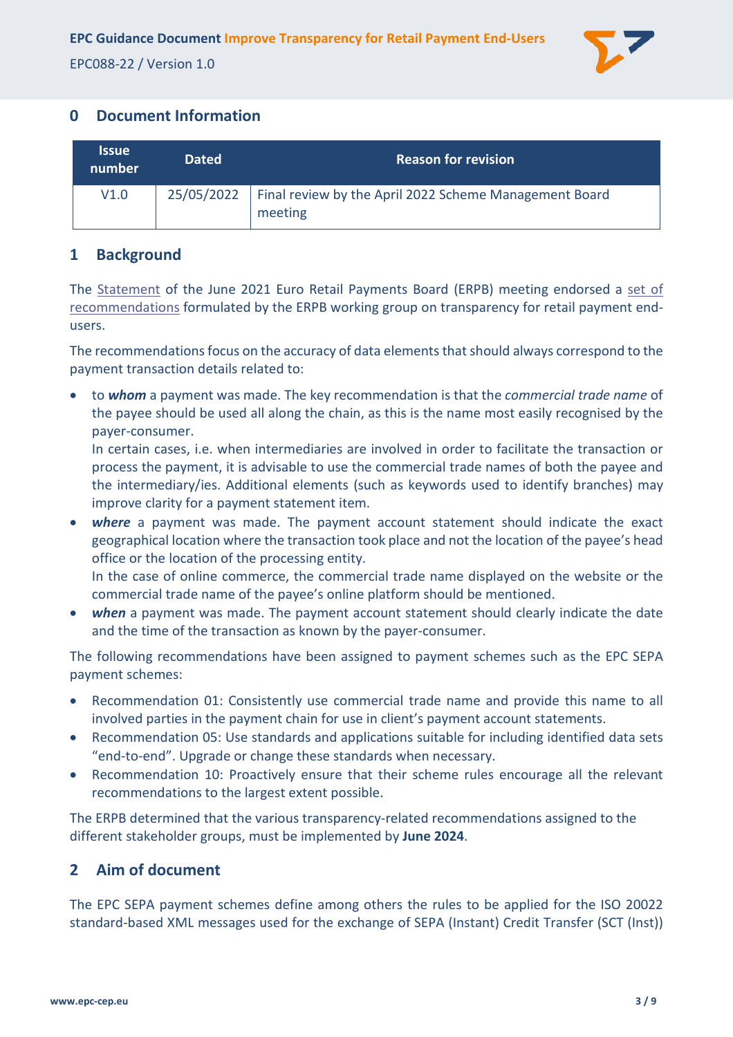## 0 Document Information

| Issue number | Dated | Reason for revision |
|---|---|---|
| V1.0 | 25/05/2022 | Final review by the April 2022 Scheme Management Board meeting |

## 1 Background

The Statement of the June 2021 Euro Retail Payments Board (ERPB) meeting endorsed a set of recommendations formulated by the ERPB working group on transparency for retail payment end-users.

The recommendations focus on the accuracy of data elements that should always correspond to the payment transaction details related to:

- to ***whom*** a payment was made. The key recommendation is that the *commercial trade name* of the payee should be used all along the chain, as this is the name most easily recognised by the payer-consumer.
  In certain cases, i.e. when intermediaries are involved in order to facilitate the transaction or process the payment, it is advisable to use the commercial trade names of both the payee and the intermediary/ies. Additional elements (such as keywords used to identify branches) may improve clarity for a payment statement item.
- ***where*** a payment was made. The payment account statement should indicate the exact geographical location where the transaction took place and not the location of the payee's head office or the location of the processing entity.
  In the case of online commerce, the commercial trade name displayed on the website or the commercial trade name of the payee's online platform should be mentioned.
- ***when*** a payment was made. The payment account statement should clearly indicate the date and the time of the transaction as known by the payer-consumer.

The following recommendations have been assigned to payment schemes such as the EPC SEPA payment schemes:

- Recommendation 01: Consistently use commercial trade name and provide this name to all involved parties in the payment chain for use in client's payment account statements.
- Recommendation 05: Use standards and applications suitable for including identified data sets "end-to-end". Upgrade or change these standards when necessary.
- Recommendation 10: Proactively ensure that their scheme rules encourage all the relevant recommendations to the largest extent possible.

The ERPB determined that the various transparency-related recommendations assigned to the different stakeholder groups, must be implemented by **June 2024**.

## 2 Aim of document

The EPC SEPA payment schemes define among others the rules to be applied for the ISO 20022 standard-based XML messages used for the exchange of SEPA (Instant) Credit Transfer (SCT (Inst))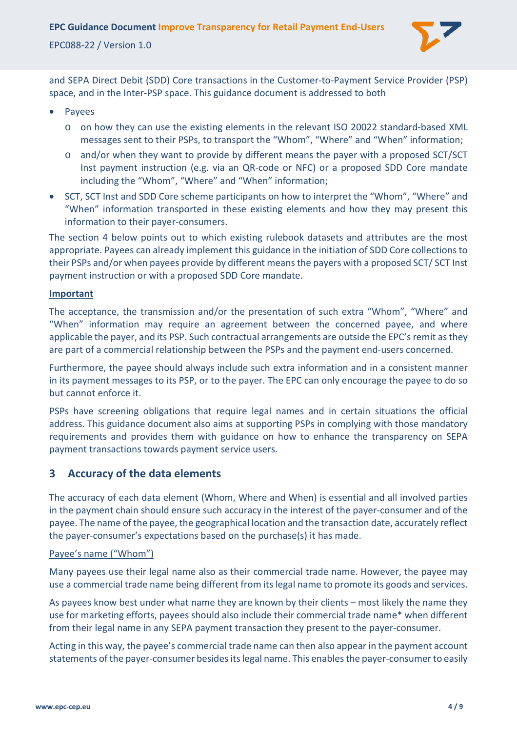and SEPA Direct Debit (SDD) Core transactions in the Customer-to-Payment Service Provider (PSP) space, and in the Inter-PSP space. This guidance document is addressed to both

- Payees
  - on how they can use the existing elements in the relevant ISO 20022 standard-based XML messages sent to their PSPs, to transport the "Whom", "Where" and "When" information;
  - and/or when they want to provide by different means the payer with a proposed SCT/SCT Inst payment instruction (e.g. via an QR-code or NFC) or a proposed SDD Core mandate including the "Whom", "Where" and "When" information;
- SCT, SCT Inst and SDD Core scheme participants on how to interpret the "Whom", "Where" and "When" information transported in these existing elements and how they may present this information to their payer-consumers.

The section 4 below points out to which existing rulebook datasets and attributes are the most appropriate. Payees can already implement this guidance in the initiation of SDD Core collections to their PSPs and/or when payees provide by different means the payers with a proposed SCT/ SCT Inst payment instruction or with a proposed SDD Core mandate.

**Important**

The acceptance, the transmission and/or the presentation of such extra "Whom", "Where" and "When" information may require an agreement between the concerned payee, and where applicable the payer, and its PSP. Such contractual arrangements are outside the EPC's remit as they are part of a commercial relationship between the PSPs and the payment end-users concerned.

Furthermore, the payee should always include such extra information and in a consistent manner in its payment messages to its PSP, or to the payer. The EPC can only encourage the payee to do so but cannot enforce it.

PSPs have screening obligations that require legal names and in certain situations the official address. This guidance document also aims at supporting PSPs in complying with those mandatory requirements and provides them with guidance on how to enhance the transparency on SEPA payment transactions towards payment service users.

## 3 Accuracy of the data elements

The accuracy of each data element (Whom, Where and When) is essential and all involved parties in the payment chain should ensure such accuracy in the interest of the payer-consumer and of the payee. The name of the payee, the geographical location and the transaction date, accurately reflect the payer-consumer's expectations based on the purchase(s) it has made.

Payee's name ("Whom")

Many payees use their legal name also as their commercial trade name. However, the payee may use a commercial trade name being different from its legal name to promote its goods and services.

As payees know best under what name they are known by their clients – most likely the name they use for marketing efforts, payees should also include their commercial trade name* when different from their legal name in any SEPA payment transaction they present to the payer-consumer.

Acting in this way, the payee's commercial trade name can then also appear in the payment account statements of the payer-consumer besides its legal name. This enables the payer-consumer to easily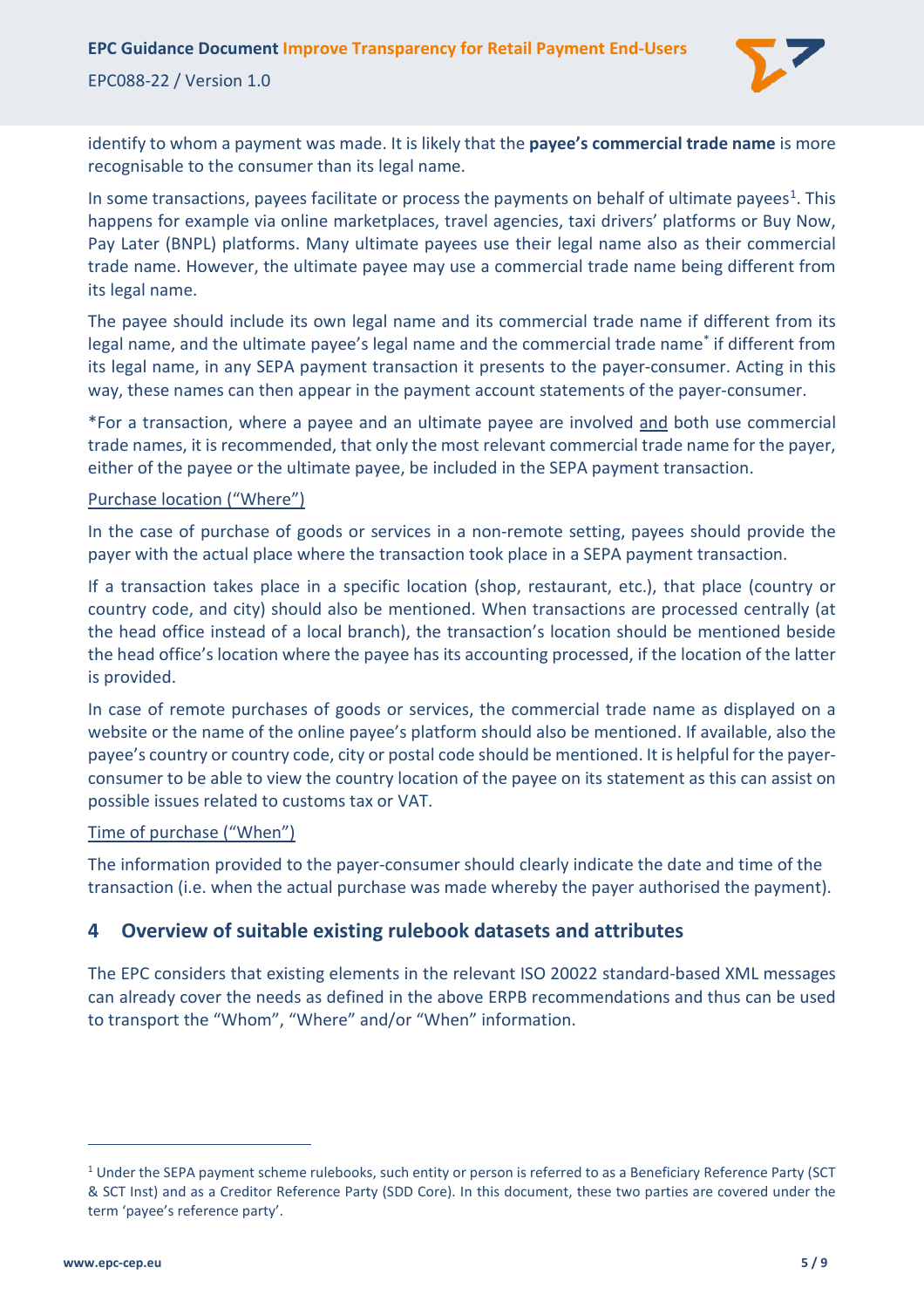identify to whom a payment was made. It is likely that the **payee's commercial trade name** is more recognisable to the consumer than its legal name.

In some transactions, payees facilitate or process the payments on behalf of ultimate payees[1]. This happens for example via online marketplaces, travel agencies, taxi drivers' platforms or Buy Now, Pay Later (BNPL) platforms. Many ultimate payees use their legal name also as their commercial trade name. However, the ultimate payee may use a commercial trade name being different from its legal name.

The payee should include its own legal name and its commercial trade name if different from its legal name, and the ultimate payee's legal name and the commercial trade name* if different from its legal name, in any SEPA payment transaction it presents to the payer-consumer. Acting in this way, these names can then appear in the payment account statements of the payer-consumer.

*For a transaction, where a payee and an ultimate payee are involved <u>and</u> both use commercial trade names, it is recommended, that only the most relevant commercial trade name for the payer, either of the payee or the ultimate payee, be included in the SEPA payment transaction.

<u>Purchase location ("Where")</u>

In the case of purchase of goods or services in a non-remote setting, payees should provide the payer with the actual place where the transaction took place in a SEPA payment transaction.

If a transaction takes place in a specific location (shop, restaurant, etc.), that place (country or country code, and city) should also be mentioned. When transactions are processed centrally (at the head office instead of a local branch), the transaction's location should be mentioned beside the head office's location where the payee has its accounting processed, if the location of the latter is provided.

In case of remote purchases of goods or services, the commercial trade name as displayed on a website or the name of the online payee's platform should also be mentioned. If available, also the payee's country or country code, city or postal code should be mentioned. It is helpful for the payer-consumer to be able to view the country location of the payee on its statement as this can assist on possible issues related to customs tax or VAT.

<u>Time of purchase ("When")</u>

The information provided to the payer-consumer should clearly indicate the date and time of the transaction (i.e. when the actual purchase was made whereby the payer authorised the payment).

## 4 Overview of suitable existing rulebook datasets and attributes

The EPC considers that existing elements in the relevant ISO 20022 standard-based XML messages can already cover the needs as defined in the above ERPB recommendations and thus can be used to transport the "Whom", "Where" and/or "When" information.

---

[1] Under the SEPA payment scheme rulebooks, such entity or person is referred to as a Beneficiary Reference Party (SCT & SCT Inst) and as a Creditor Reference Party (SDD Core). In this document, these two parties are covered under the term 'payee's reference party'.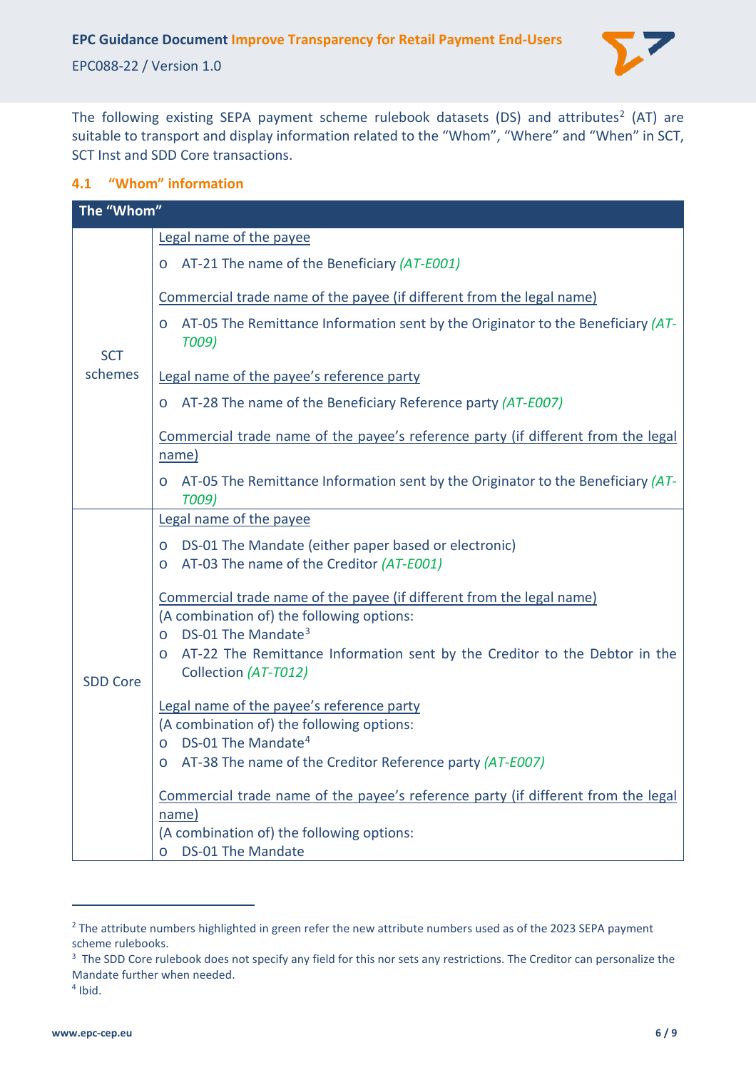The following existing SEPA payment scheme rulebook datasets (DS) and attributes[2] (AT) are suitable to transport and display information related to the "Whom", "Where" and "When" in SCT, SCT Inst and SDD Core transactions.

### 4.1 "Whom" information

| The "Whom" | |
|---|---|
| SCT schemes | Legal name of the payee<br>o AT-21 The name of the Beneficiary *(AT-E001)*<br><br>Commercial trade name of the payee (if different from the legal name)<br>o AT-05 The Remittance Information sent by the Originator to the Beneficiary *(AT-T009)*<br><br>Legal name of the payee's reference party<br>o AT-28 The name of the Beneficiary Reference party *(AT-E007)*<br><br>Commercial trade name of the payee's reference party (if different from the legal name)<br>o AT-05 The Remittance Information sent by the Originator to the Beneficiary *(AT-T009)* |
| SDD Core | Legal name of the payee<br>o DS-01 The Mandate (either paper based or electronic)<br>o AT-03 The name of the Creditor *(AT-E001)*<br><br>Commercial trade name of the payee (if different from the legal name)<br>(A combination of) the following options:<br>o DS-01 The Mandate[3]<br>o AT-22 The Remittance Information sent by the Creditor to the Debtor in the Collection *(AT-T012)*<br><br>Legal name of the payee's reference party<br>(A combination of) the following options:<br>o DS-01 The Mandate[4]<br>o AT-38 The name of the Creditor Reference party *(AT-E007)*<br><br>Commercial trade name of the payee's reference party (if different from the legal name)<br>(A combination of) the following options:<br>o DS-01 The Mandate |

[2] The attribute numbers highlighted in green refer the new attribute numbers used as of the 2023 SEPA payment scheme rulebooks.

[3] The SDD Core rulebook does not specify any field for this nor sets any restrictions. The Creditor can personalize the Mandate further when needed.

[4] Ibid.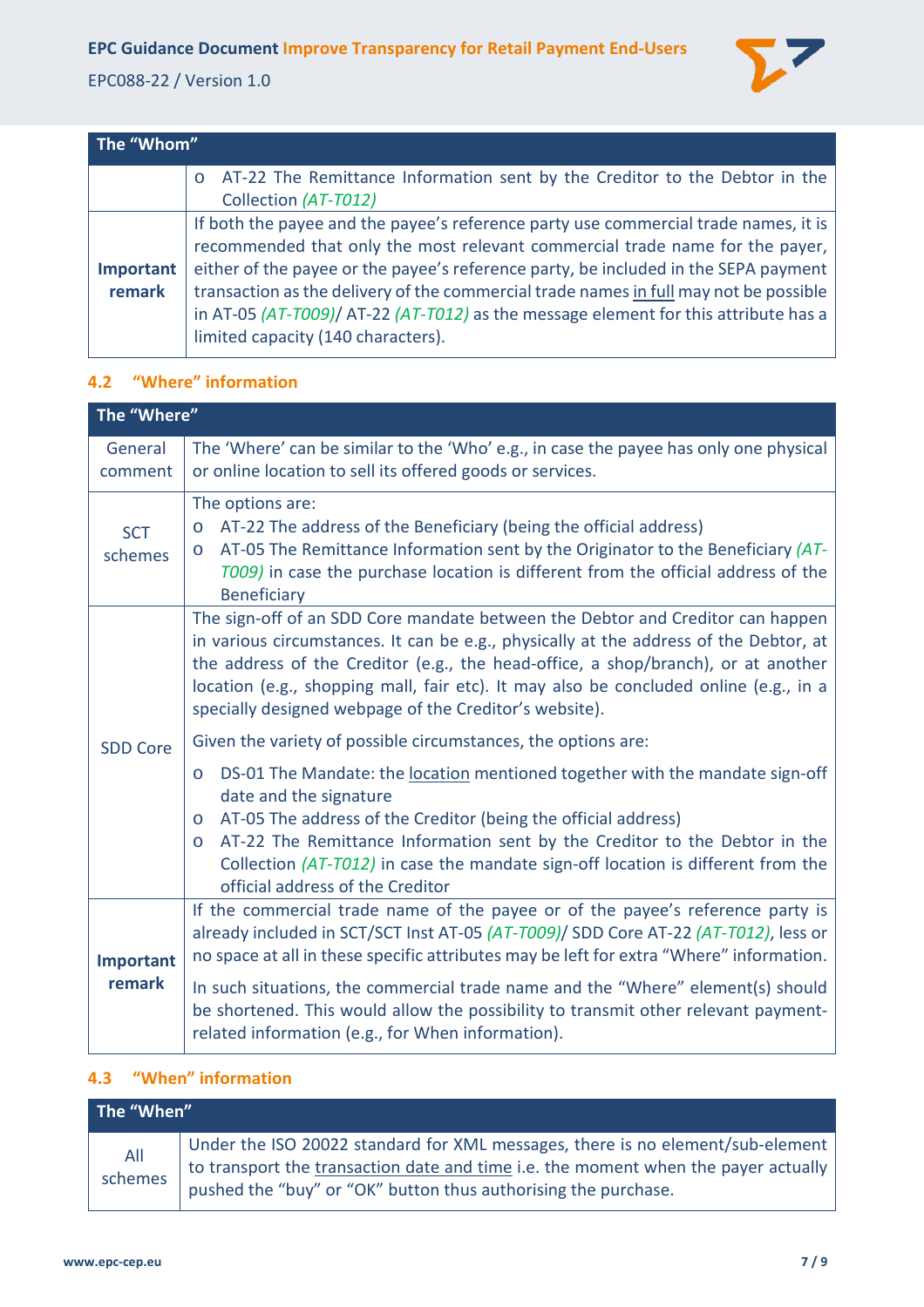| The "Whom" | |
|---|---|
| | o AT-22 The Remittance Information sent by the Creditor to the Debtor in the Collection *(AT-T012)* |
| **Important remark** | If both the payee and the payee's reference party use commercial trade names, it is recommended that only the most relevant commercial trade name for the payer, either of the payee or the payee's reference party, be included in the SEPA payment transaction as the delivery of the commercial trade names <u>in full</u> may not be possible in AT-05 *(AT-T009)*/ AT-22 *(AT-T012)* as the message element for this attribute has a limited capacity (140 characters). |

### 4.2 "Where" information

| The "Where" | |
|---|---|
| General comment | The 'Where' can be similar to the 'Who' e.g., in case the payee has only one physical or online location to sell its offered goods or services. |
| SCT schemes | The options are:<br>o AT-22 The address of the Beneficiary (being the official address)<br>o AT-05 The Remittance Information sent by the Originator to the Beneficiary *(AT-T009)* in case the purchase location is different from the official address of the Beneficiary |
| SDD Core | The sign-off of an SDD Core mandate between the Debtor and Creditor can happen in various circumstances. It can be e.g., physically at the address of the Debtor, at the address of the Creditor (e.g., the head-office, a shop/branch), or at another location (e.g., shopping mall, fair etc). It may also be concluded online (e.g., in a specially designed webpage of the Creditor's website).<br><br>Given the variety of possible circumstances, the options are:<br><br>o DS-01 The Mandate: the <u>location</u> mentioned together with the mandate sign-off date and the signature<br>o AT-05 The address of the Creditor (being the official address)<br>o AT-22 The Remittance Information sent by the Creditor to the Debtor in the Collection *(AT-T012)* in case the mandate sign-off location is different from the official address of the Creditor |
| **Important remark** | If the commercial trade name of the payee or of the payee's reference party is already included in SCT/SCT Inst AT-05 *(AT-T009)*/ SDD Core AT-22 *(AT-T012)*, less or no space at all in these specific attributes may be left for extra "Where" information.<br><br>In such situations, the commercial trade name and the "Where" element(s) should be shortened. This would allow the possibility to transmit other relevant payment-related information (e.g., for When information). |

### 4.3 "When" information

| The "When" | |
|---|---|
| All schemes | Under the ISO 20022 standard for XML messages, there is no element/sub-element to transport the <u>transaction date and time</u> i.e. the moment when the payer actually pushed the "buy" or "OK" button thus authorising the purchase. |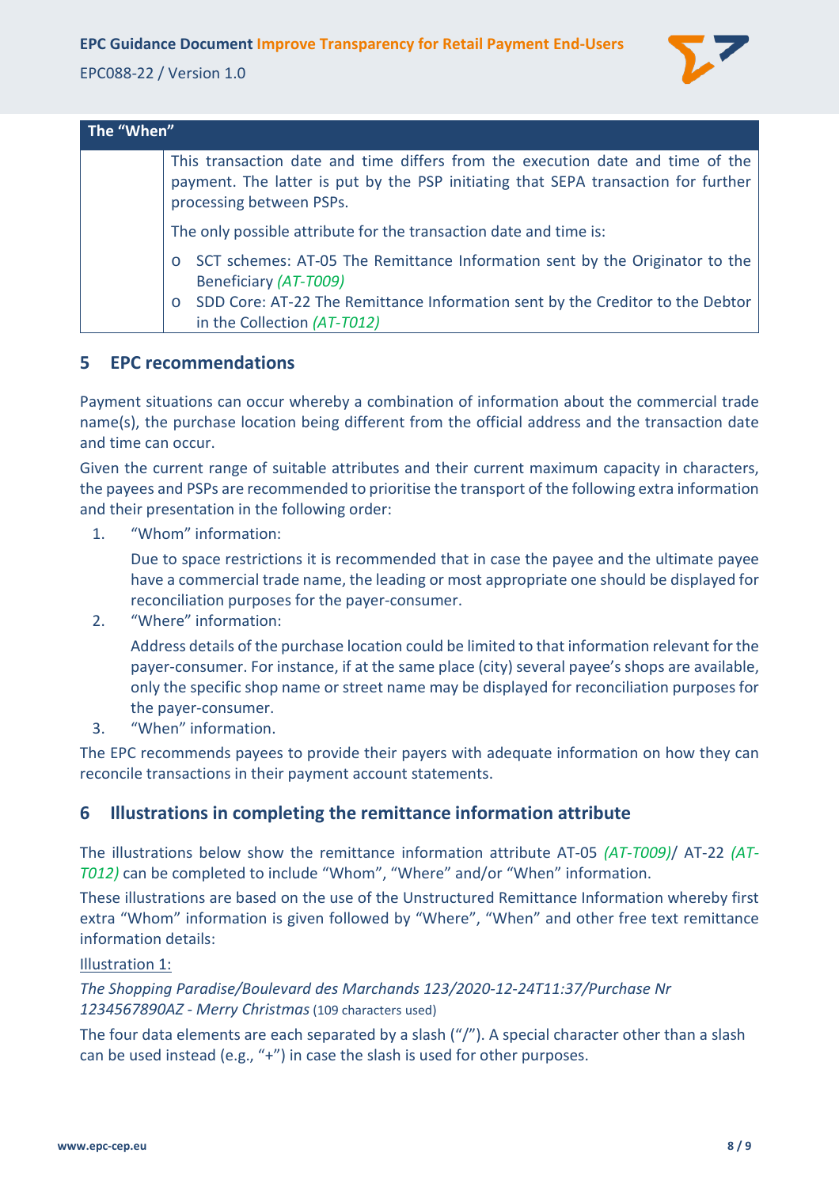| The "When" | |
|---|---|
| | This transaction date and time differs from the execution date and time of the payment. The latter is put by the PSP initiating that SEPA transaction for further processing between PSPs.<br><br>The only possible attribute for the transaction date and time is:<br><br>o SCT schemes: AT-05 The Remittance Information sent by the Originator to the Beneficiary *(AT-T009)*<br>o SDD Core: AT-22 The Remittance Information sent by the Creditor to the Debtor in the Collection *(AT-T012)* |

## 5 EPC recommendations

Payment situations can occur whereby a combination of information about the commercial trade name(s), the purchase location being different from the official address and the transaction date and time can occur.

Given the current range of suitable attributes and their current maximum capacity in characters, the payees and PSPs are recommended to prioritise the transport of the following extra information and their presentation in the following order:

1. "Whom" information:

   Due to space restrictions it is recommended that in case the payee and the ultimate payee have a commercial trade name, the leading or most appropriate one should be displayed for reconciliation purposes for the payer-consumer.

2. "Where" information:

   Address details of the purchase location could be limited to that information relevant for the payer-consumer. For instance, if at the same place (city) several payee's shops are available, only the specific shop name or street name may be displayed for reconciliation purposes for the payer-consumer.

3. "When" information.

The EPC recommends payees to provide their payers with adequate information on how they can reconcile transactions in their payment account statements.

## 6 Illustrations in completing the remittance information attribute

The illustrations below show the remittance information attribute AT-05 *(AT-T009)*/ AT-22 *(AT-T012)* can be completed to include "Whom", "Where" and/or "When" information.

These illustrations are based on the use of the Unstructured Remittance Information whereby first extra "Whom" information is given followed by "Where", "When" and other free text remittance information details:

Illustration 1:

*The Shopping Paradise/Boulevard des Marchands 123/2020-12-24T11:37/Purchase Nr 1234567890AZ - Merry Christmas* (109 characters used)

The four data elements are each separated by a slash ("/"). A special character other than a slash can be used instead (e.g., "+") in case the slash is used for other purposes.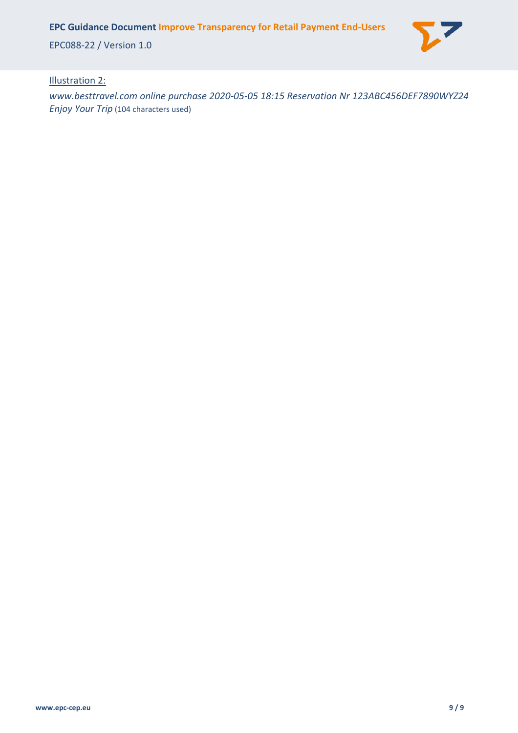Illustration 2:

*www.besttravel.com online purchase 2020-05-05 18:15 Reservation Nr 123ABC456DEF7890WYZ24 Enjoy Your Trip* (104 characters used)